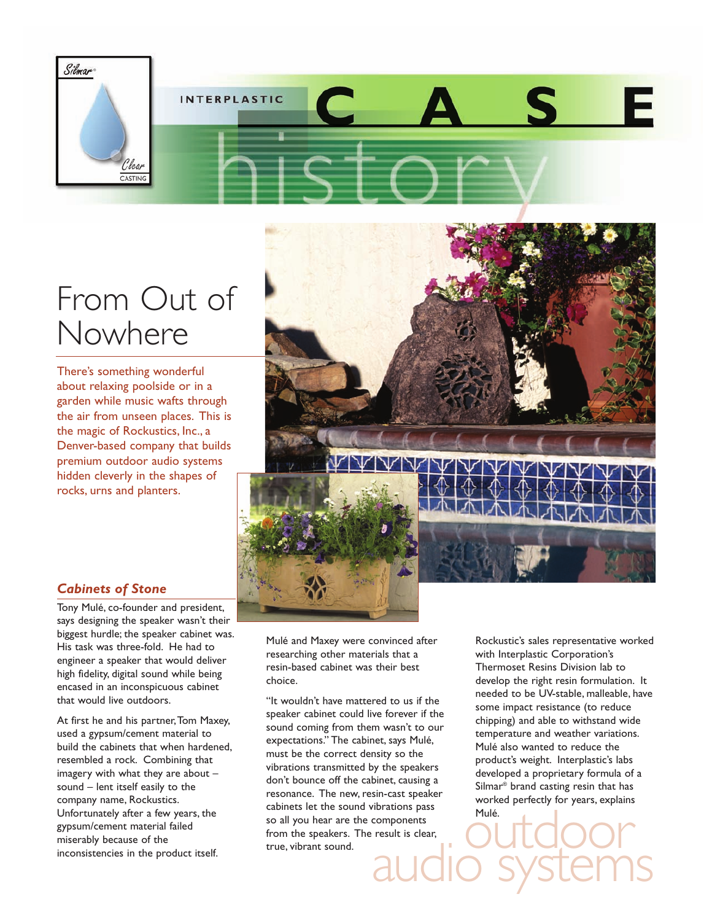INTERPLASTIC **CASE** history

# From Out of Nowhere

There's something wonderful about relaxing poolside or in a garden while music wafts through the air from unseen places. This is the magic of Rockustics, Inc., a Denver-based company that builds premium outdoor audio systems hidden cleverly in the shapes of rocks, urns and planters.

## *Cabinets of Stone*

Tony Mulé, co-founder and president, says designing the speaker wasn't their biggest hurdle; the speaker cabinet was. His task was three-fold. He had to engineer a speaker that would deliver high fidelity, digital sound while being encased in an inconspicuous cabinet that would live outdoors.

At first he and his partner, Tom Maxey, used a gypsum/cement material to build the cabinets that when hardened, resembled a rock. Combining that imagery with what they are about – sound – lent itself easily to the company name, Rockustics. Unfortunately after a few years, the gypsum/cement material failed miserably because of the inconsistencies in the product itself.

Mulé and Maxey were convinced after researching other materials that a resin-based cabinet was their best choice.

"It wouldn't have mattered to us if the speaker cabinet could live forever if the sound coming from them wasn't to our expectations." The cabinet, says Mulé, must be the correct density so the vibrations transmitted by the speakers don't bounce off the cabinet, causing a resonance. The new, resin-cast speaker cabinets let the sound vibrations pass so all you hear are the components from the speakers. The result is clear, true, vibrant sound.

Rockustic's sales representative worked with Interplastic Corporation's Thermoset Resins Division lab to develop the right resin formulation. It needed to be UV-stable, malleable, have some impact resistance (to reduce chipping) and able to withstand wide temperature and weather variations. Mulé also wanted to reduce the product's weight. Interplastic's labs developed a proprietary formula of a Silmar® brand casting resin that has worked perfectly for years, explains Mulé.

outdoor audio systems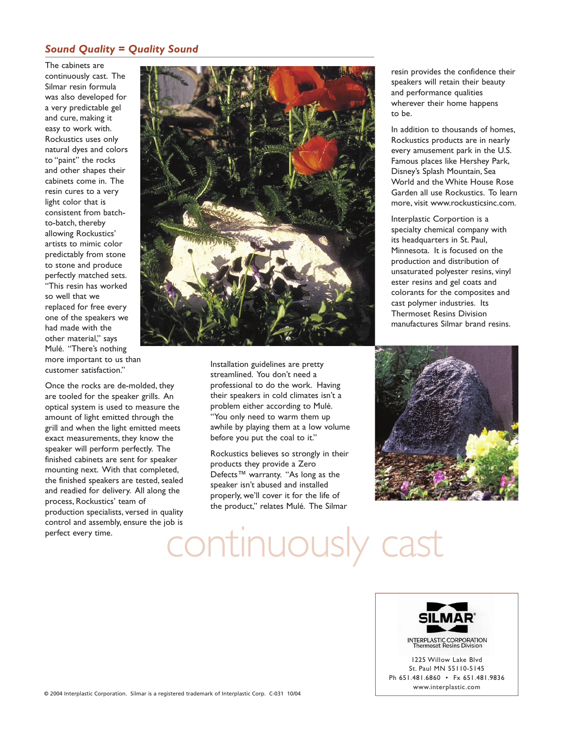## *Sound Quality = Quality Sound*

The cabinets are continuously cast. The Silmar resin formula was also developed for a very predictable gel and cure, making it easy to work with. Rockustics uses only natural dyes and colors to "paint" the rocks and other shapes their cabinets come in. The resin cures to a very light color that is consistent from batch-to-batch, thereby allowing Rockustics' artists to mimic color predictably from stone to stone and produce perfectly matched sets. "This resin has worked so well that we replaced for free every one of the speakers we had made with the other material," says Mulé. "There's nothing more important to us than customer satisfaction."

Once the rocks are de-molded, they are tooled for the speaker grills. An optical system is used to measure the amount of light emitted through the grill and when the light emitted meets exact measurements, they know the speaker will perform perfectly. The finished cabinets are sent for speaker mounting next. With that completed, the finished speakers are tested, sealed and readied for delivery. All along the process, Rockustics' team of production specialists, versed in quality control and assembly, ensure the job is perfect every time.

Installation guidelines are pretty streamlined. You don't need a professional to do the work. Having their speakers in cold climates isn't a problem either according to Mulé. "You only need to warm them up awhile by playing them at a low volume before you put the coal to it."

Rockustics believes so strongly in their products they provide a Zero Defects™ warranty. "As long as the speaker isn't abused and installed properly, we'll cover it for the life of the product," relates Mulé. The Silmar resin provides the confidence their speakers will retain their beauty and performance qualities wherever their home happens to be.

In addition to thousands of homes, Rockustics products are in nearly every amusement park in the U.S. Famous places like Hershey Park, Disney's Splash Mountain, Sea World and the White House Rose Garden all use Rockustics. To learn more, visit www.rockusticsinc.com.

Interplastic Corpration is a specialty chemical company with its headquarters in St. Paul, Minnesota. It is focused on the production and distribution of unsaturated polyester resins, vinyl ester resins and gel coats and colorants for the composites and cast polymer industries. Its Thermoset Resins Division manufactures Silmar brand resins.

continuously cast

SILMAR®
INTERPLASTIC CORPORATION
Thermoset Resins Division

1225 Willow Lake Blvd
St. Paul MN 55110-5145
Ph 651.481.6860 • Fx 651.481.9836
www.interplastic.com

© 2004 Interplastic Corporation. Silmar is a registered trademark of Interplastic Corp. C-031 10/04